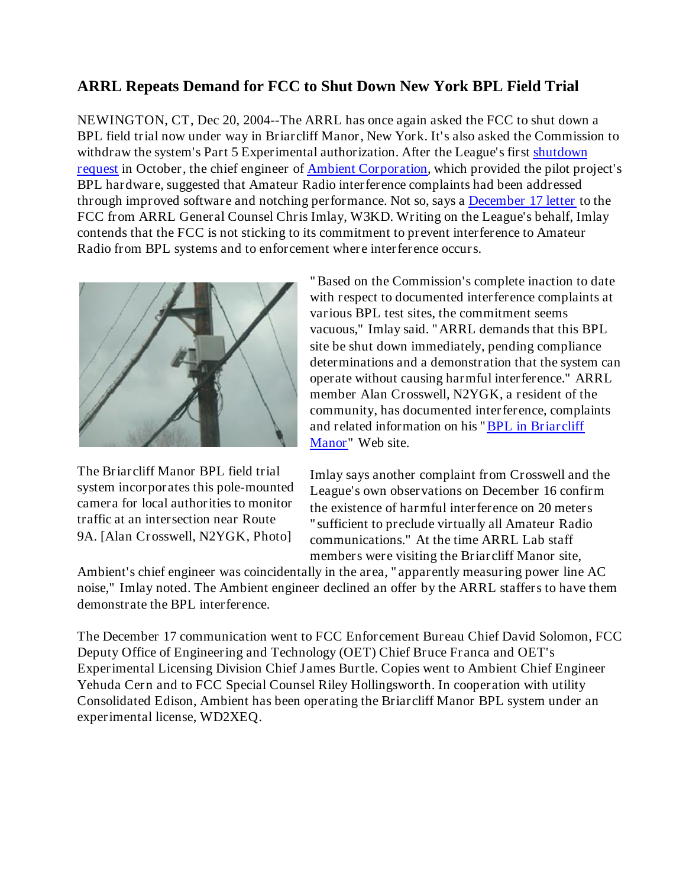## ARRL Repeats Demand for FCC to Shut Down New York BPL Field Trial

NEWINGTON, CT, Dec 20, 2004--The ARRL has once again asked the FCC to shut down a BPL field trial now under way in Briarcliff Manor, New York. It's also asked the Commission to withdraw the system's Part 5 Experimental authorization. After the League's first shutdown request in October, the chief engineer of Ambient Corporation, which provided the pilot project's BPL hardware, suggested that Amateur Radio interference complaints had been addressed through improved software and notching performance. Not so, says a December 17 letter to the FCC from ARRL General Counsel Chris Imlay, W3KD. Writing on the League's behalf, Imlay contends that the FCC is not sticking to its commitment to prevent interference to Amateur Radio from BPL systems and to enforcement where interference occurs.

The Briarcliff Manor BPL field trial system incorporates this pole-mounted camera for local authorities to monitor traffic at an intersection near Route 9A. [Alan Crosswell, N2YGK, Photo]

"Based on the Commission's complete inaction to date with respect to documented interference complaints at various BPL test sites, the commitment seems vacuous," Imlay said. "ARRL demands that this BPL site be shut down immediately, pending compliance determinations and a demonstration that the system can operate without causing harmful interference." ARRL member Alan Crosswell, N2YGK, a resident of the community, has documented interference, complaints and related information on his "BPL in Briarcliff Manor" Web site.

Imlay says another complaint from Crosswell and the League's own observations on December 16 confirm the existence of harmful interference on 20 meters "sufficient to preclude virtually all Amateur Radio communications." At the time ARRL Lab staff members were visiting the Briarcliff Manor site, Ambient's chief engineer was coincidentally in the area, "apparently measuring power line AC noise," Imlay noted. The Ambient engineer declined an offer by the ARRL staffers to have them demonstrate the BPL interference.

The December 17 communication went to FCC Enforcement Bureau Chief David Solomon, FCC Deputy Office of Engineering and Technology (OET) Chief Bruce Franca and OET's Experimental Licensing Division Chief James Burtle. Copies went to Ambient Chief Engineer Yehuda Cern and to FCC Special Counsel Riley Hollingsworth. In cooperation with utility Consolidated Edison, Ambient has been operating the Briarcliff Manor BPL system under an experimental license, WD2XEQ.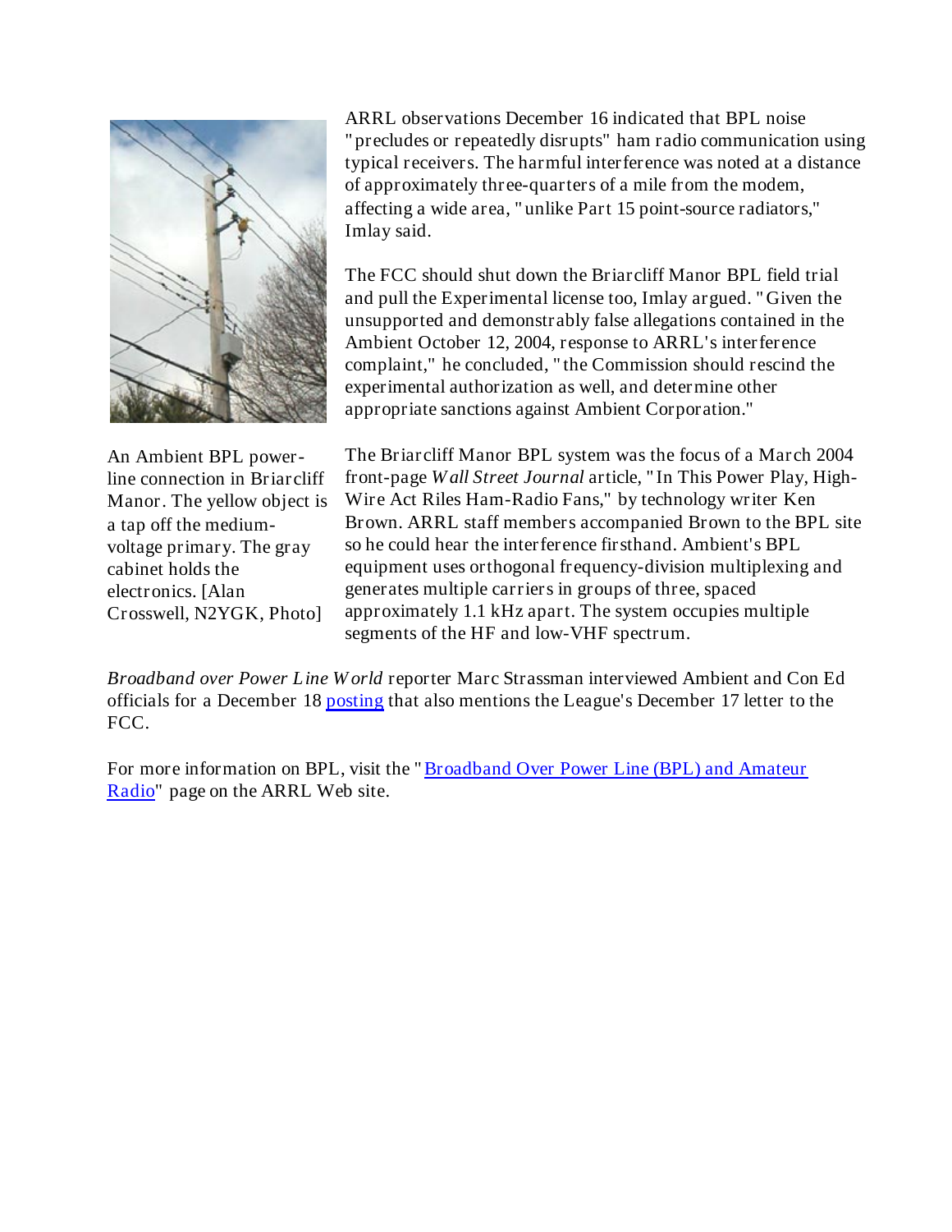ARRL observations December 16 indicated that BPL noise "precludes or repeatedly disrupts" ham radio communication using typical receivers. The harmful interference was noted at a distance of approximately three-quarters of a mile from the modem, affecting a wide area, "unlike Part 15 point-source radiators," Imlay said.

The FCC should shut down the Briarcliff Manor BPL field trial and pull the Experimental license too, Imlay argued. "Given the unsupported and demonstrably false allegations contained in the Ambient October 12, 2004, response to ARRL's interference complaint," he concluded, "the Commission should rescind the experimental authorization as well, and determine other appropriate sanctions against Ambient Corporation."

An Ambient BPL power-line connection in Briarcliff Manor. The yellow object is a tap off the medium-voltage primary. The gray cabinet holds the electronics. [Alan Crosswell, N2YGK, Photo]

The Briarcliff Manor BPL system was the focus of a March 2004 front-page *Wall Street Journal* article, "In This Power Play, High-Wire Act Riles Ham-Radio Fans," by technology writer Ken Brown. ARRL staff members accompanied Brown to the BPL site so he could hear the interference firsthand. Ambient's BPL equipment uses orthogonal frequency-division multiplexing and generates multiple carriers in groups of three, spaced approximately 1.1 kHz apart. The system occupies multiple segments of the HF and low-VHF spectrum.

*Broadband over Power Line World* reporter Marc Strassman interviewed Ambient and Con Ed officials for a December 18 posting that also mentions the League's December 17 letter to the FCC.

For more information on BPL, visit the "Broadband Over Power Line (BPL) and Amateur Radio" page on the ARRL Web site.